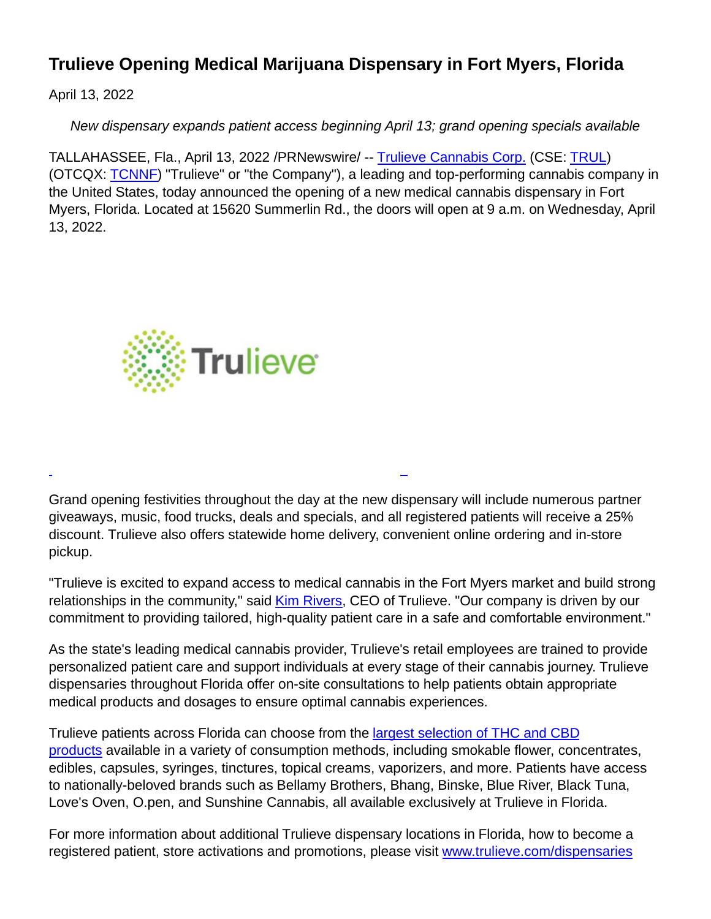# Trulieve Opening Medical Marijuana Dispensary in Fort Myers, Florida

April 13, 2022

*New dispensary expands patient access beginning April 13; grand opening specials available*

TALLAHASSEE, Fla., April 13, 2022 /PRNewswire/ -- Trulieve Cannabis Corp. (CSE: TRUL) (OTCQX: TCNNF) "Trulieve" or "the Company"), a leading and top-performing cannabis company in the United States, today announced the opening of a new medical cannabis dispensary in Fort Myers, Florida. Located at 15620 Summerlin Rd., the doors will open at 9 a.m. on Wednesday, April 13, 2022.

Grand opening festivities throughout the day at the new dispensary will include numerous partner giveaways, music, food trucks, deals and specials, and all registered patients will receive a 25% discount. Trulieve also offers statewide home delivery, convenient online ordering and in-store pickup.

"Trulieve is excited to expand access to medical cannabis in the Fort Myers market and build strong relationships in the community," said Kim Rivers, CEO of Trulieve. "Our company is driven by our commitment to providing tailored, high-quality patient care in a safe and comfortable environment."

As the state's leading medical cannabis provider, Trulieve's retail employees are trained to provide personalized patient care and support individuals at every stage of their cannabis journey. Trulieve dispensaries throughout Florida offer on-site consultations to help patients obtain appropriate medical products and dosages to ensure optimal cannabis experiences.

Trulieve patients across Florida can choose from the largest selection of THC and CBD products available in a variety of consumption methods, including smokable flower, concentrates, edibles, capsules, syringes, tinctures, topical creams, vaporizers, and more. Patients have access to nationally-beloved brands such as Bellamy Brothers, Bhang, Binske, Blue River, Black Tuna, Love's Oven, O.pen, and Sunshine Cannabis, all available exclusively at Trulieve in Florida.

For more information about additional Trulieve dispensary locations in Florida, how to become a registered patient, store activations and promotions, please visit www.trulieve.com/dispensaries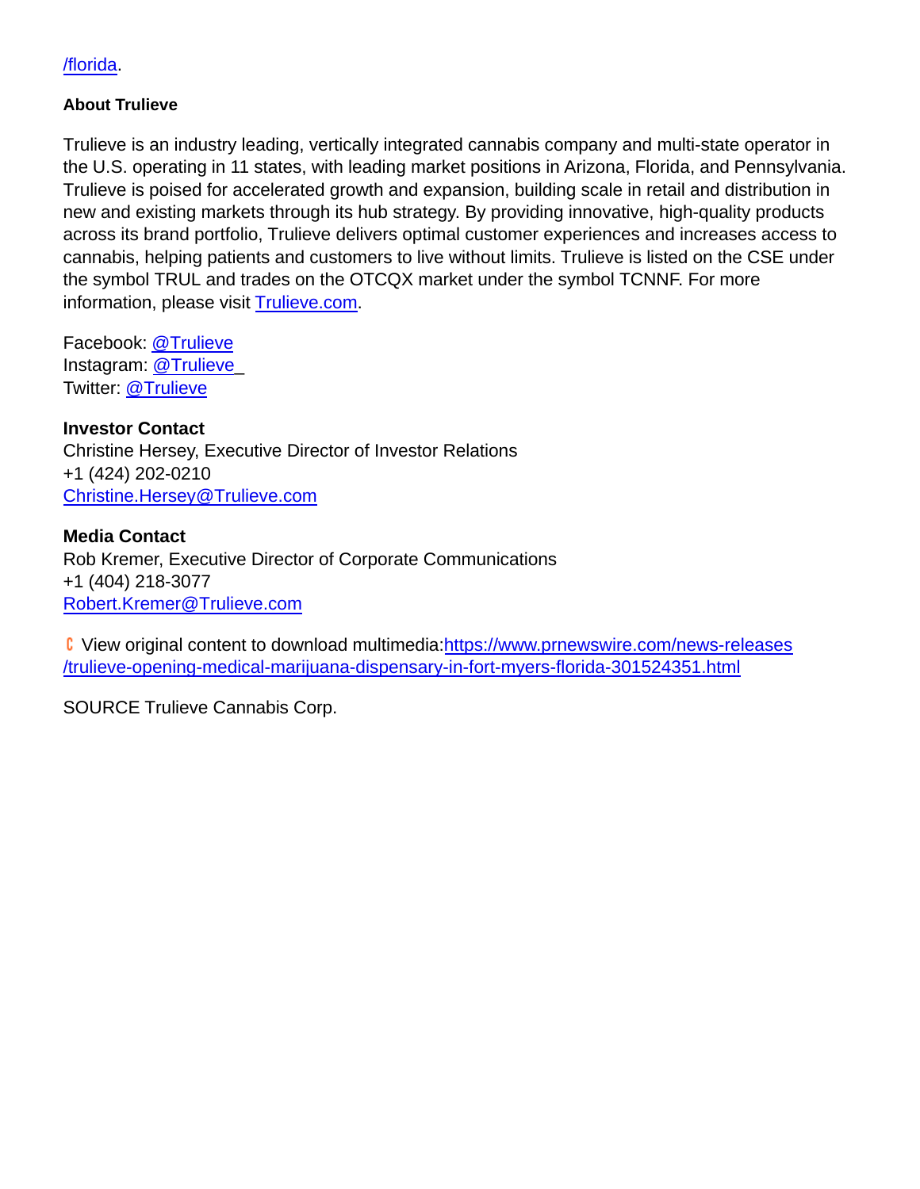/florida.

**About Trulieve**

Trulieve is an industry leading, vertically integrated cannabis company and multi-state operator in the U.S. operating in 11 states, with leading market positions in Arizona, Florida, and Pennsylvania. Trulieve is poised for accelerated growth and expansion, building scale in retail and distribution in new and existing markets through its hub strategy. By providing innovative, high-quality products across its brand portfolio, Trulieve delivers optimal customer experiences and increases access to cannabis, helping patients and customers to live without limits. Trulieve is listed on the CSE under the symbol TRUL and trades on the OTCQX market under the symbol TCNNF. For more information, please visit Trulieve.com.

Facebook: @Trulieve
Instagram: @Trulieve_
Twitter: @Trulieve

**Investor Contact**
Christine Hersey, Executive Director of Investor Relations
+1 (424) 202-0210
Christine.Hersey@Trulieve.com

**Media Contact**
Rob Kremer, Executive Director of Corporate Communications
+1 (404) 218-3077
Robert.Kremer@Trulieve.com

View original content to download multimedia:https://www.prnewswire.com/news-releases/trulieve-opening-medical-marijuana-dispensary-in-fort-myers-florida-301524351.html

SOURCE Trulieve Cannabis Corp.